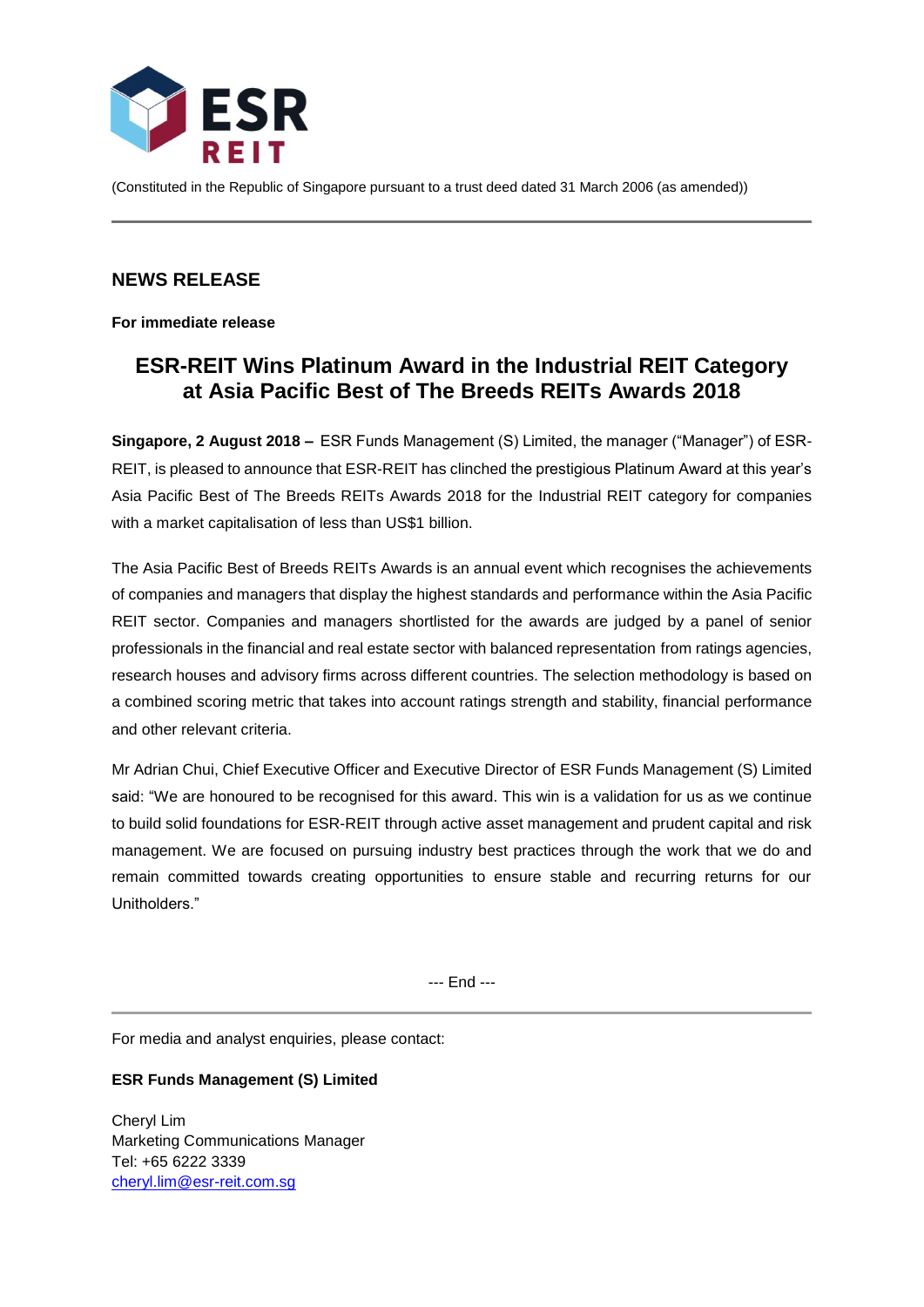ESR REIT

(Constituted in the Republic of Singapore pursuant to a trust deed dated 31 March 2006 (as amended))

---

## NEWS RELEASE

**For immediate release**

# ESR-REIT Wins Platinum Award in the Industrial REIT Category at Asia Pacific Best of The Breeds REITs Awards 2018

**Singapore, 2 August 2018 –** ESR Funds Management (S) Limited, the manager ("Manager") of ESR-REIT, is pleased to announce that ESR-REIT has clinched the prestigious Platinum Award at this year's Asia Pacific Best of The Breeds REITs Awards 2018 for the Industrial REIT category for companies with a market capitalisation of less than US$1 billion.

The Asia Pacific Best of Breeds REITs Awards is an annual event which recognises the achievements of companies and managers that display the highest standards and performance within the Asia Pacific REIT sector. Companies and managers shortlisted for the awards are judged by a panel of senior professionals in the financial and real estate sector with balanced representation from ratings agencies, research houses and advisory firms across different countries. The selection methodology is based on a combined scoring metric that takes into account ratings strength and stability, financial performance and other relevant criteria.

Mr Adrian Chui, Chief Executive Officer and Executive Director of ESR Funds Management (S) Limited said: "We are honoured to be recognised for this award. This win is a validation for us as we continue to build solid foundations for ESR-REIT through active asset management and prudent capital and risk management. We are focused on pursuing industry best practices through the work that we do and remain committed towards creating opportunities to ensure stable and recurring returns for our Unitholders."

--- End ---

---

For media and analyst enquiries, please contact:

**ESR Funds Management (S) Limited**

Cheryl Lim
Marketing Communications Manager
Tel: +65 6222 3339
cheryl.lim@esr-reit.com.sg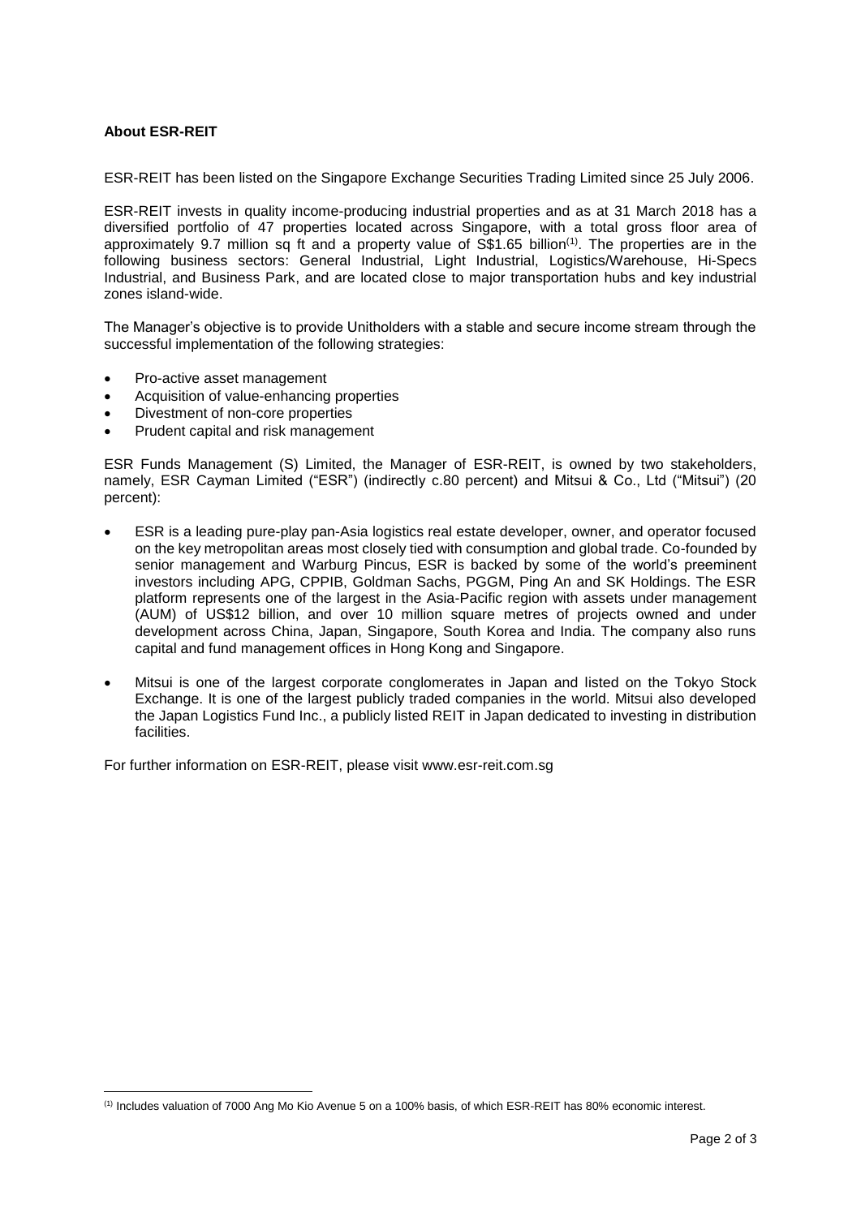**About ESR-REIT**

ESR-REIT has been listed on the Singapore Exchange Securities Trading Limited since 25 July 2006.

ESR-REIT invests in quality income-producing industrial properties and as at 31 March 2018 has a diversified portfolio of 47 properties located across Singapore, with a total gross floor area of approximately 9.7 million sq ft and a property value of S$1.65 billion[1]. The properties are in the following business sectors: General Industrial, Light Industrial, Logistics/Warehouse, Hi-Specs Industrial, and Business Park, and are located close to major transportation hubs and key industrial zones island-wide.

The Manager's objective is to provide Unitholders with a stable and secure income stream through the successful implementation of the following strategies:

- Pro-active asset management
- Acquisition of value-enhancing properties
- Divestment of non-core properties
- Prudent capital and risk management

ESR Funds Management (S) Limited, the Manager of ESR-REIT, is owned by two stakeholders, namely, ESR Cayman Limited ("ESR") (indirectly c.80 percent) and Mitsui & Co., Ltd ("Mitsui") (20 percent):

- ESR is a leading pure-play pan-Asia logistics real estate developer, owner, and operator focused on the key metropolitan areas most closely tied with consumption and global trade. Co-founded by senior management and Warburg Pincus, ESR is backed by some of the world's preeminent investors including APG, CPPIB, Goldman Sachs, PGGM, Ping An and SK Holdings. The ESR platform represents one of the largest in the Asia-Pacific region with assets under management (AUM) of US$12 billion, and over 10 million square metres of projects owned and under development across China, Japan, Singapore, South Korea and India. The company also runs capital and fund management offices in Hong Kong and Singapore.

- Mitsui is one of the largest corporate conglomerates in Japan and listed on the Tokyo Stock Exchange. It is one of the largest publicly traded companies in the world. Mitsui also developed the Japan Logistics Fund Inc., a publicly listed REIT in Japan dedicated to investing in distribution facilities.

For further information on ESR-REIT, please visit www.esr-reit.com.sg

---

[1] Includes valuation of 7000 Ang Mo Kio Avenue 5 on a 100% basis, of which ESR-REIT has 80% economic interest.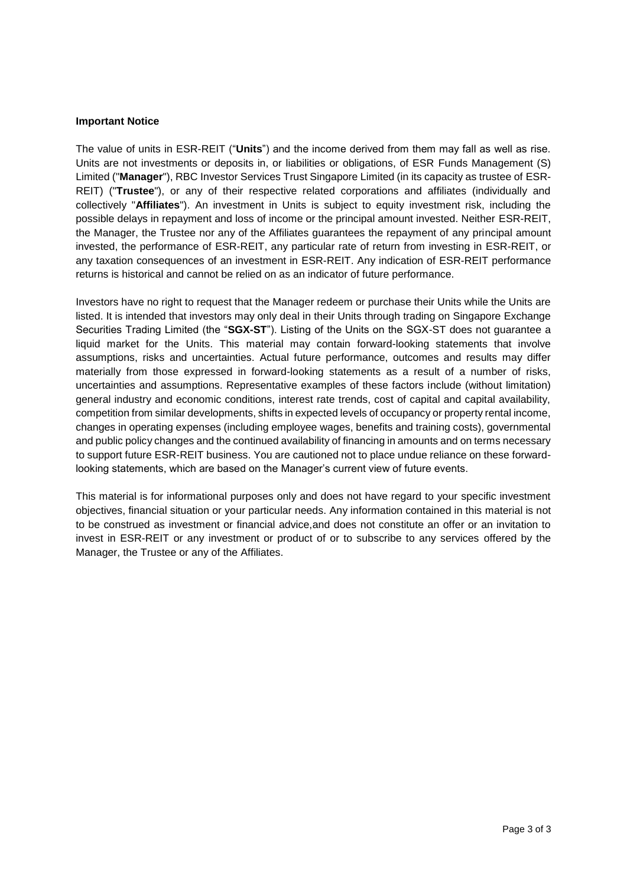**Important Notice**

The value of units in ESR-REIT ("**Units**") and the income derived from them may fall as well as rise. Units are not investments or deposits in, or liabilities or obligations, of ESR Funds Management (S) Limited ("**Manager**"), RBC Investor Services Trust Singapore Limited (in its capacity as trustee of ESR-REIT) ("**Trustee**"), or any of their respective related corporations and affiliates (individually and collectively "**Affiliates**"). An investment in Units is subject to equity investment risk, including the possible delays in repayment and loss of income or the principal amount invested. Neither ESR-REIT, the Manager, the Trustee nor any of the Affiliates guarantees the repayment of any principal amount invested, the performance of ESR-REIT, any particular rate of return from investing in ESR-REIT, or any taxation consequences of an investment in ESR-REIT. Any indication of ESR-REIT performance returns is historical and cannot be relied on as an indicator of future performance.

Investors have no right to request that the Manager redeem or purchase their Units while the Units are listed. It is intended that investors may only deal in their Units through trading on Singapore Exchange Securities Trading Limited (the "**SGX-ST**"). Listing of the Units on the SGX-ST does not guarantee a liquid market for the Units. This material may contain forward-looking statements that involve assumptions, risks and uncertainties. Actual future performance, outcomes and results may differ materially from those expressed in forward-looking statements as a result of a number of risks, uncertainties and assumptions. Representative examples of these factors include (without limitation) general industry and economic conditions, interest rate trends, cost of capital and capital availability, competition from similar developments, shifts in expected levels of occupancy or property rental income, changes in operating expenses (including employee wages, benefits and training costs), governmental and public policy changes and the continued availability of financing in amounts and on terms necessary to support future ESR-REIT business. You are cautioned not to place undue reliance on these forward-looking statements, which are based on the Manager's current view of future events.

This material is for informational purposes only and does not have regard to your specific investment objectives, financial situation or your particular needs. Any information contained in this material is not to be construed as investment or financial advice,and does not constitute an offer or an invitation to invest in ESR-REIT or any investment or product of or to subscribe to any services offered by the Manager, the Trustee or any of the Affiliates.